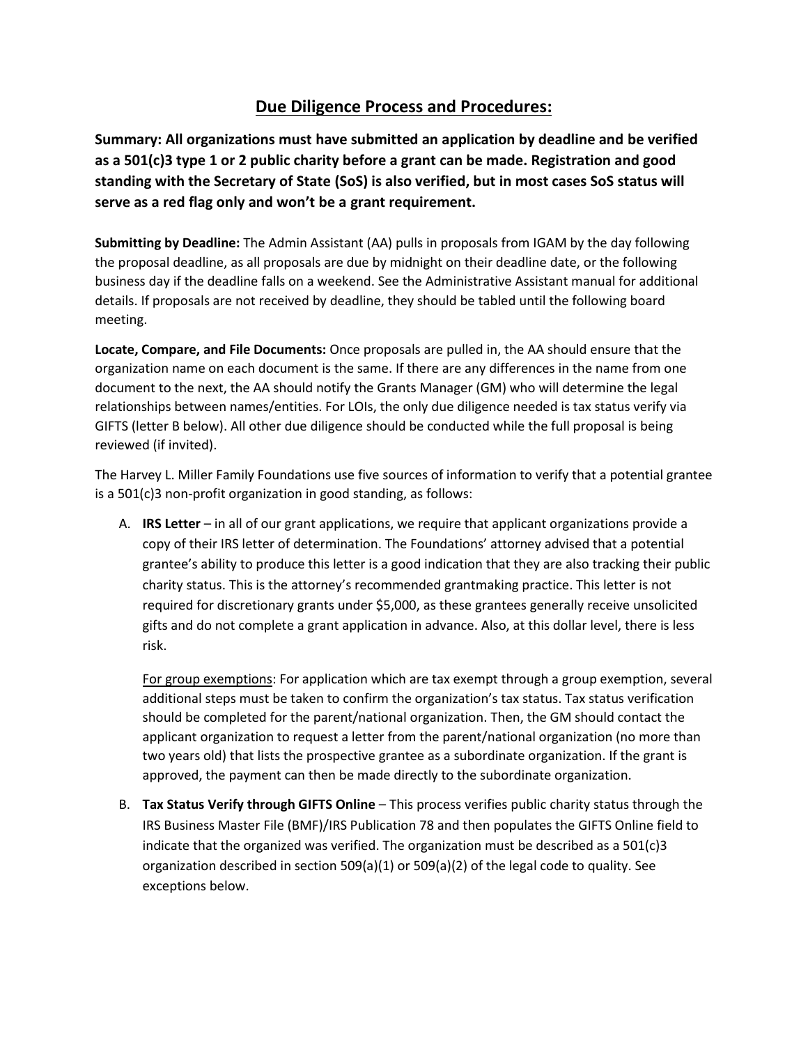# Due Diligence Process and Procedures:

**Summary: All organizations must have submitted an application by deadline and be verified as a 501(c)3 type 1 or 2 public charity before a grant can be made. Registration and good standing with the Secretary of State (SoS) is also verified, but in most cases SoS status will serve as a red flag only and won't be a grant requirement.**

**Submitting by Deadline:** The Admin Assistant (AA) pulls in proposals from IGAM by the day following the proposal deadline, as all proposals are due by midnight on their deadline date, or the following business day if the deadline falls on a weekend. See the Administrative Assistant manual for additional details. If proposals are not received by deadline, they should be tabled until the following board meeting.

**Locate, Compare, and File Documents:** Once proposals are pulled in, the AA should ensure that the organization name on each document is the same. If there are any differences in the name from one document to the next, the AA should notify the Grants Manager (GM) who will determine the legal relationships between names/entities. For LOIs, the only due diligence needed is tax status verify via GIFTS (letter B below). All other due diligence should be conducted while the full proposal is being reviewed (if invited).

The Harvey L. Miller Family Foundations use five sources of information to verify that a potential grantee is a 501(c)3 non-profit organization in good standing, as follows:

A. **IRS Letter** – in all of our grant applications, we require that applicant organizations provide a copy of their IRS letter of determination. The Foundations' attorney advised that a potential grantee's ability to produce this letter is a good indication that they are also tracking their public charity status. This is the attorney's recommended grantmaking practice. This letter is not required for discretionary grants under $5,000, as these grantees generally receive unsolicited gifts and do not complete a grant application in advance. Also, at this dollar level, there is less risk.

   For group exemptions: For application which are tax exempt through a group exemption, several additional steps must be taken to confirm the organization's tax status. Tax status verification should be completed for the parent/national organization. Then, the GM should contact the applicant organization to request a letter from the parent/national organization (no more than two years old) that lists the prospective grantee as a subordinate organization. If the grant is approved, the payment can then be made directly to the subordinate organization.

B. **Tax Status Verify through GIFTS Online** – This process verifies public charity status through the IRS Business Master File (BMF)/IRS Publication 78 and then populates the GIFTS Online field to indicate that the organized was verified. The organization must be described as a 501(c)3 organization described in section 509(a)(1) or 509(a)(2) of the legal code to quality. See exceptions below.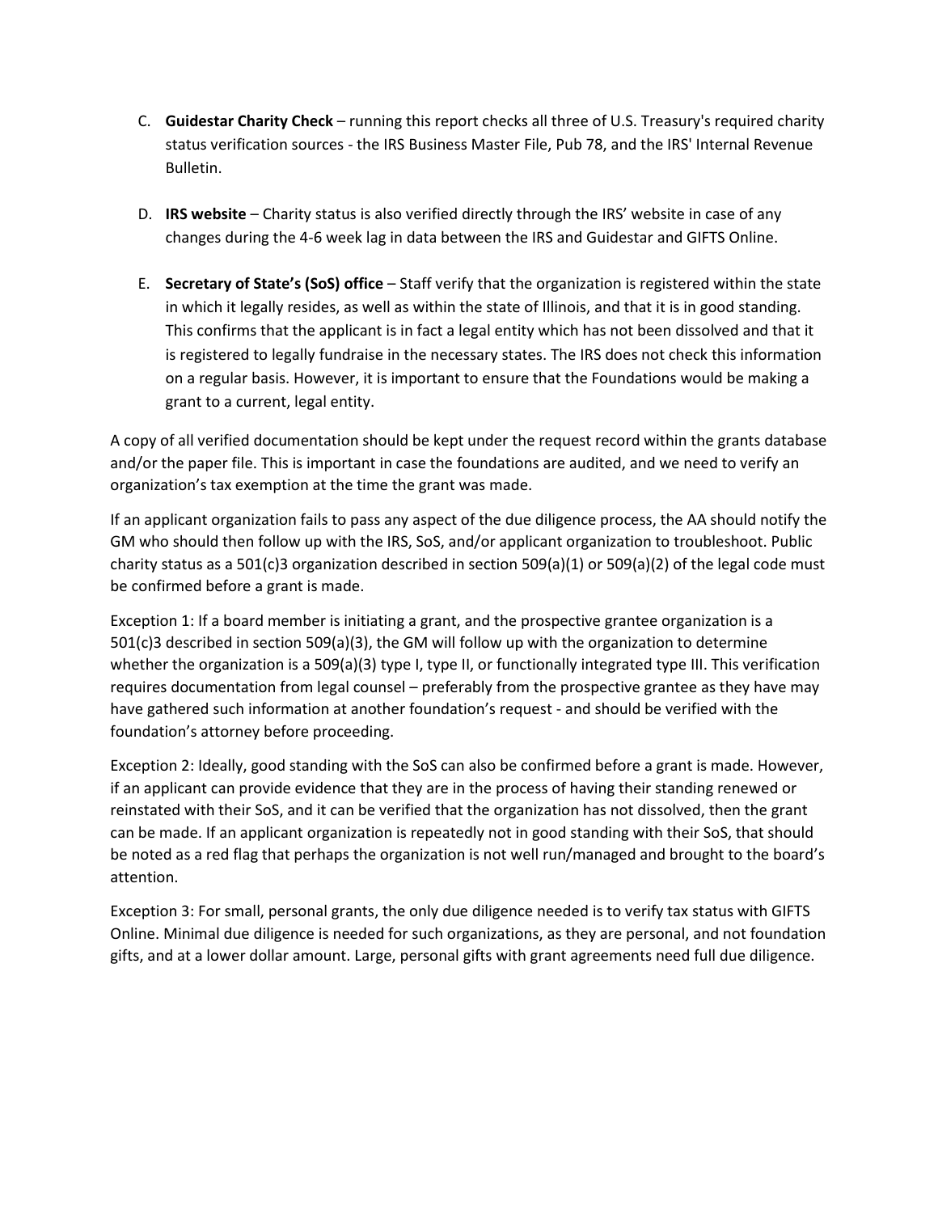C. **Guidestar Charity Check** – running this report checks all three of U.S. Treasury's required charity status verification sources - the IRS Business Master File, Pub 78, and the IRS' Internal Revenue Bulletin.

D. **IRS website** – Charity status is also verified directly through the IRS' website in case of any changes during the 4-6 week lag in data between the IRS and Guidestar and GIFTS Online.

E. **Secretary of State's (SoS) office** – Staff verify that the organization is registered within the state in which it legally resides, as well as within the state of Illinois, and that it is in good standing. This confirms that the applicant is in fact a legal entity which has not been dissolved and that it is registered to legally fundraise in the necessary states. The IRS does not check this information on a regular basis. However, it is important to ensure that the Foundations would be making a grant to a current, legal entity.

A copy of all verified documentation should be kept under the request record within the grants database and/or the paper file. This is important in case the foundations are audited, and we need to verify an organization's tax exemption at the time the grant was made.

If an applicant organization fails to pass any aspect of the due diligence process, the AA should notify the GM who should then follow up with the IRS, SoS, and/or applicant organization to troubleshoot. Public charity status as a 501(c)3 organization described in section 509(a)(1) or 509(a)(2) of the legal code must be confirmed before a grant is made.

Exception 1: If a board member is initiating a grant, and the prospective grantee organization is a 501(c)3 described in section 509(a)(3), the GM will follow up with the organization to determine whether the organization is a 509(a)(3) type I, type II, or functionally integrated type III. This verification requires documentation from legal counsel – preferably from the prospective grantee as they have may have gathered such information at another foundation's request - and should be verified with the foundation's attorney before proceeding.

Exception 2: Ideally, good standing with the SoS can also be confirmed before a grant is made. However, if an applicant can provide evidence that they are in the process of having their standing renewed or reinstated with their SoS, and it can be verified that the organization has not dissolved, then the grant can be made. If an applicant organization is repeatedly not in good standing with their SoS, that should be noted as a red flag that perhaps the organization is not well run/managed and brought to the board's attention.

Exception 3: For small, personal grants, the only due diligence needed is to verify tax status with GIFTS Online. Minimal due diligence is needed for such organizations, as they are personal, and not foundation gifts, and at a lower dollar amount. Large, personal gifts with grant agreements need full due diligence.